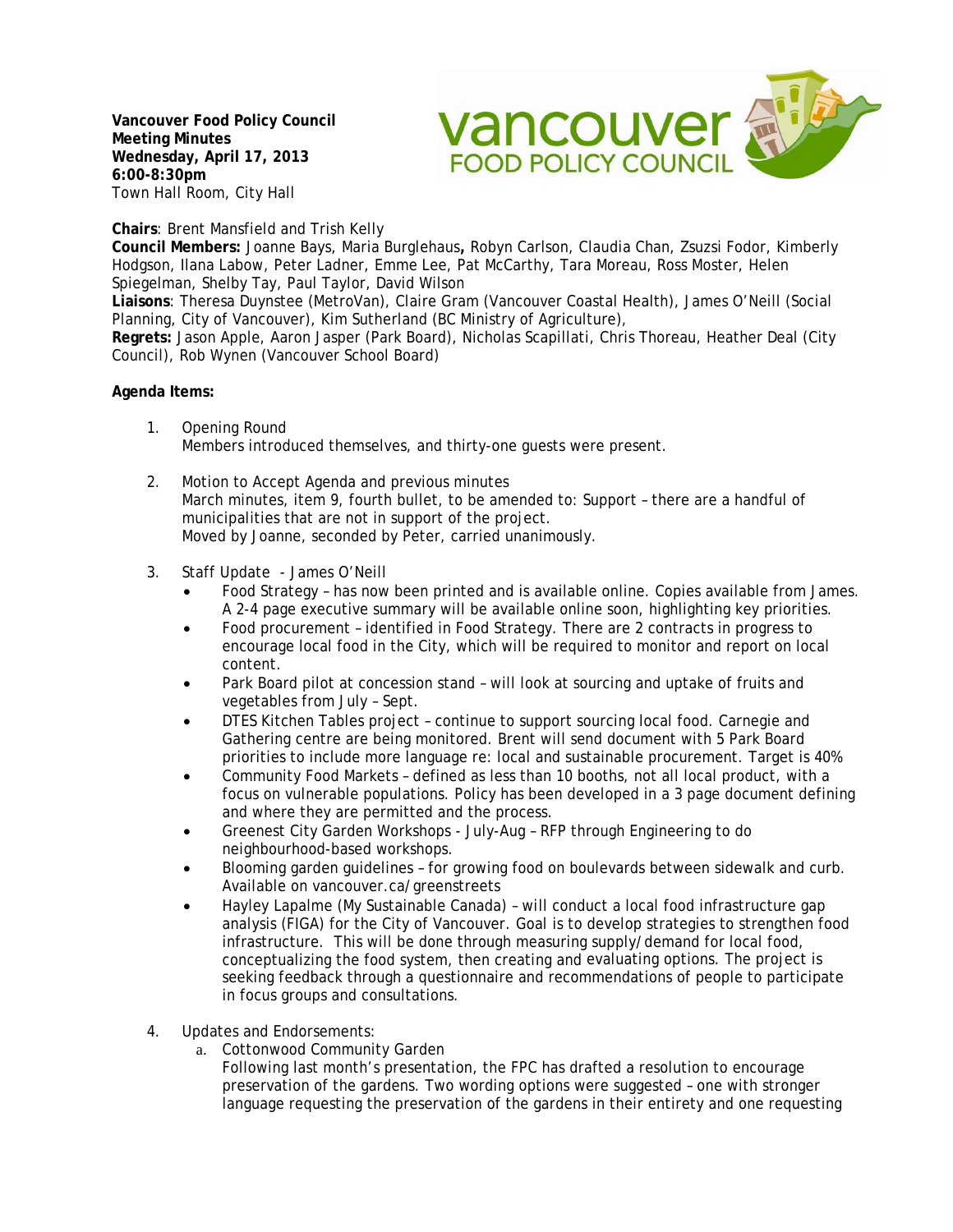**Vancouver Food Policy Council**
**Meeting Minutes**
**Wednesday, April 17, 2013**
**6:00-8:30pm**
Town Hall Room, City Hall

**Chairs**: Brent Mansfield and Trish Kelly
**Council Members:** Joanne Bays, Maria Burglehaus**,** Robyn Carlson, Claudia Chan, Zsuzsi Fodor, Kimberly Hodgson, Ilana Labow, Peter Ladner, Emme Lee, Pat McCarthy, Tara Moreau, Ross Moster, Helen Spiegelman, Shelby Tay, Paul Taylor, David Wilson
**Liaisons**: Theresa Duynstee (MetroVan), Claire Gram (Vancouver Coastal Health), James O'Neill (Social Planning, City of Vancouver), Kim Sutherland (BC Ministry of Agriculture),
**Regrets:** Jason Apple, Aaron Jasper (Park Board), Nicholas Scapillati, Chris Thoreau, Heather Deal (City Council), Rob Wynen (Vancouver School Board)

**Agenda Items:**

1. Opening Round
   Members introduced themselves, and thirty-one guests were present.

2. Motion to Accept Agenda and previous minutes
   March minutes, item 9, fourth bullet, to be amended to: Support – there are a handful of municipalities that are not in support of the project.
   Moved by Joanne, seconded by Peter, carried unanimously.

3. Staff Update - James O'Neill
   - Food Strategy – has now been printed and is available online. Copies available from James. A 2-4 page executive summary will be available online soon, highlighting key priorities.
   - Food procurement – identified in Food Strategy. There are 2 contracts in progress to encourage local food in the City, which will be required to monitor and report on local content.
   - Park Board pilot at concession stand – will look at sourcing and uptake of fruits and vegetables from July – Sept.
   - DTES Kitchen Tables project – continue to support sourcing local food. Carnegie and Gathering centre are being monitored. Brent will send document with 5 Park Board priorities to include more language re: local and sustainable procurement. Target is 40%
   - Community Food Markets – defined as less than 10 booths, not all local product, with a focus on vulnerable populations. Policy has been developed in a 3 page document defining and where they are permitted and the process.
   - Greenest City Garden Workshops - July-Aug – RFP through Engineering to do neighbourhood-based workshops.
   - Blooming garden guidelines – for growing food on boulevards between sidewalk and curb. Available on vancouver.ca/greenstreets
   - Hayley Lapalme (My Sustainable Canada) – will conduct a local food infrastructure gap analysis (FIGA) for the City of Vancouver. Goal is to develop strategies to strengthen food infrastructure. This will be done through measuring supply/demand for local food, conceptualizing the food system, then creating and evaluating options. The project is seeking feedback through a questionnaire and recommendations of people to participate in focus groups and consultations.

4. Updates and Endorsements:
   a. Cottonwood Community Garden
      Following last month's presentation, the FPC has drafted a resolution to encourage preservation of the gardens. Two wording options were suggested – one with stronger language requesting the preservation of the gardens in their entirety and one requesting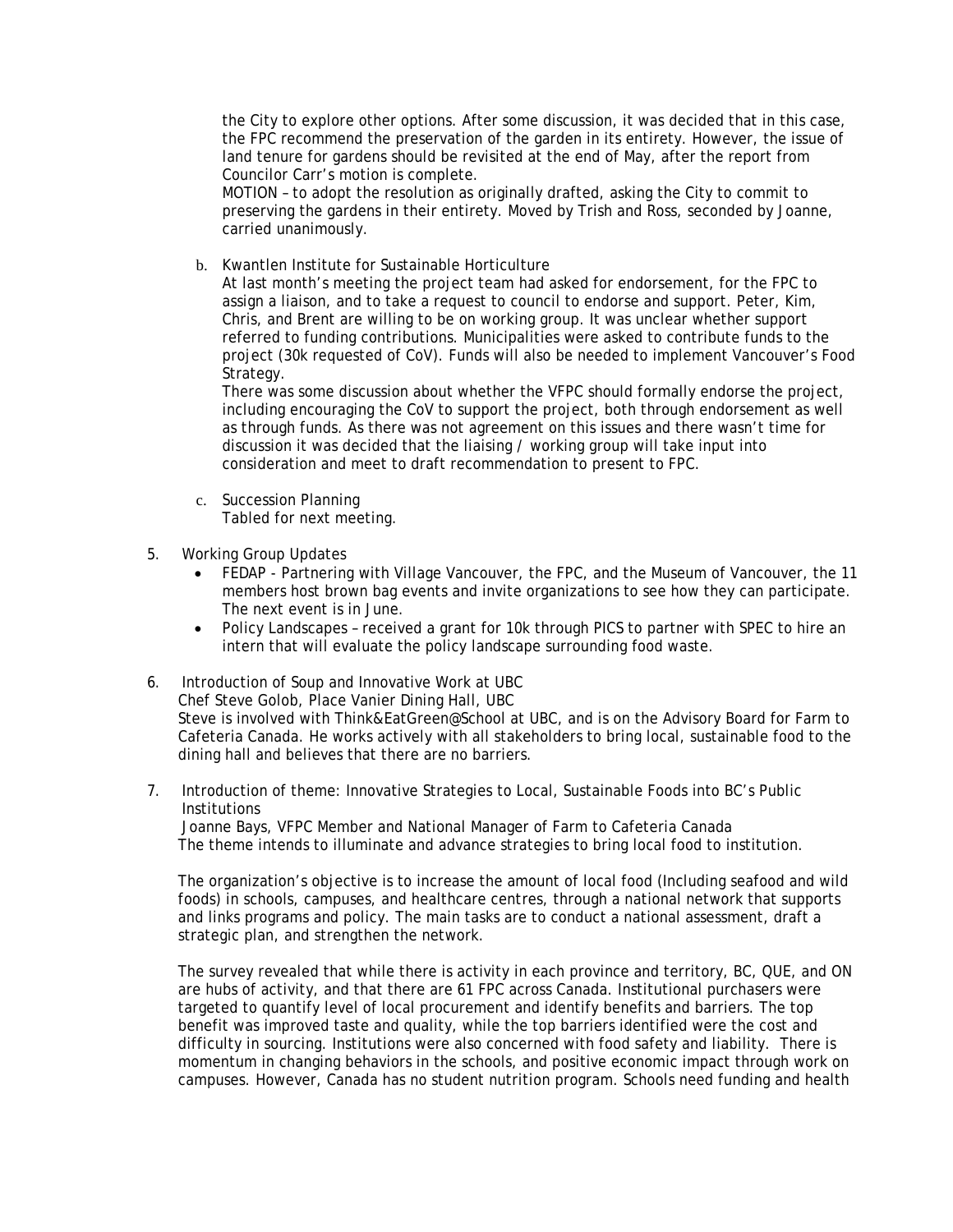the City to explore other options. After some discussion, it was decided that in this case, the FPC recommend the preservation of the garden in its entirety. However, the issue of land tenure for gardens should be revisited at the end of May, after the report from Councilor Carr's motion is complete.

MOTION – to adopt the resolution as originally drafted, asking the City to commit to preserving the gardens in their entirety. Moved by Trish and Ross, seconded by Joanne, carried unanimously.

b. Kwantlen Institute for Sustainable Horticulture

At last month's meeting the project team had asked for endorsement, for the FPC to assign a liaison, and to take a request to council to endorse and support. Peter, Kim, Chris, and Brent are willing to be on working group. It was unclear whether support referred to funding contributions. Municipalities were asked to contribute funds to the project (30k requested of CoV). Funds will also be needed to implement Vancouver's Food Strategy.

There was some discussion about whether the VFPC should formally endorse the project, including encouraging the CoV to support the project, both through endorsement as well as through funds. As there was not agreement on this issues and there wasn't time for discussion it was decided that the liaising / working group will take input into consideration and meet to draft recommendation to present to FPC.

c. Succession Planning

Tabled for next meeting.

5. Working Group Updates
   - FEDAP - Partnering with Village Vancouver, the FPC, and the Museum of Vancouver, the 11 members host brown bag events and invite organizations to see how they can participate. The next event is in June.
   - Policy Landscapes – received a grant for 10k through PICS to partner with SPEC to hire an intern that will evaluate the policy landscape surrounding food waste.

6. Introduction of Soup and Innovative Work at UBC

Chef Steve Golob, Place Vanier Dining Hall, UBC

Steve is involved with Think&EatGreen@School at UBC, and is on the Advisory Board for Farm to Cafeteria Canada. He works actively with all stakeholders to bring local, sustainable food to the dining hall and believes that there are no barriers.

7. Introduction of theme: Innovative Strategies to Local, Sustainable Foods into BC's Public Institutions

Joanne Bays, VFPC Member and National Manager of Farm to Cafeteria Canada

The theme intends to illuminate and advance strategies to bring local food to institution.

The organization's objective is to increase the amount of local food (Including seafood and wild foods) in schools, campuses, and healthcare centres, through a national network that supports and links programs and policy. The main tasks are to conduct a national assessment, draft a strategic plan, and strengthen the network.

The survey revealed that while there is activity in each province and territory, BC, QUE, and ON are hubs of activity, and that there are 61 FPC across Canada. Institutional purchasers were targeted to quantify level of local procurement and identify benefits and barriers. The top benefit was improved taste and quality, while the top barriers identified were the cost and difficulty in sourcing. Institutions were also concerned with food safety and liability. There is momentum in changing behaviors in the schools, and positive economic impact through work on campuses. However, Canada has no student nutrition program. Schools need funding and health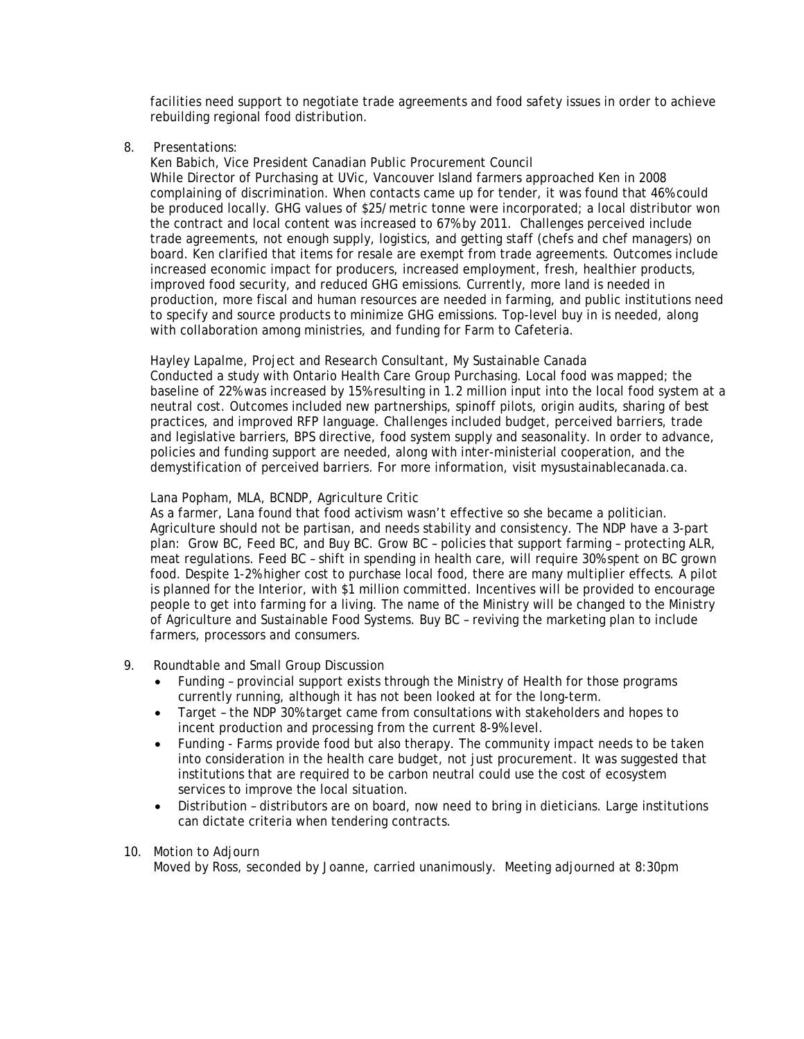facilities need support to negotiate trade agreements and food safety issues in order to achieve rebuilding regional food distribution.

8. Presentations:

   Ken Babich, Vice President Canadian Public Procurement Council

   While Director of Purchasing at UVic, Vancouver Island farmers approached Ken in 2008 complaining of discrimination. When contacts came up for tender, it was found that 46% could be produced locally. GHG values of $25/metric tonne were incorporated; a local distributor won the contract and local content was increased to 67% by 2011. Challenges perceived include trade agreements, not enough supply, logistics, and getting staff (chefs and chef managers) on board. Ken clarified that items for resale are exempt from trade agreements. Outcomes include increased economic impact for producers, increased employment, fresh, healthier products, improved food security, and reduced GHG emissions. Currently, more land is needed in production, more fiscal and human resources are needed in farming, and public institutions need to specify and source products to minimize GHG emissions. Top-level buy in is needed, along with collaboration among ministries, and funding for Farm to Cafeteria.

   Hayley Lapalme, Project and Research Consultant, My Sustainable Canada

   Conducted a study with Ontario Health Care Group Purchasing. Local food was mapped; the baseline of 22% was increased by 15% resulting in 1.2 million input into the local food system at a neutral cost. Outcomes included new partnerships, spinoff pilots, origin audits, sharing of best practices, and improved RFP language. Challenges included budget, perceived barriers, trade and legislative barriers, BPS directive, food system supply and seasonality. In order to advance, policies and funding support are needed, along with inter-ministerial cooperation, and the demystification of perceived barriers. For more information, visit mysustainablecanada.ca.

   Lana Popham, MLA, BCNDP, Agriculture Critic

   As a farmer, Lana found that food activism wasn't effective so she became a politician. Agriculture should not be partisan, and needs stability and consistency. The NDP have a 3-part plan: Grow BC, Feed BC, and Buy BC. Grow BC – policies that support farming – protecting ALR, meat regulations. Feed BC – shift in spending in health care, will require 30% spent on BC grown food. Despite 1-2% higher cost to purchase local food, there are many multiplier effects. A pilot is planned for the Interior, with $1 million committed. Incentives will be provided to encourage people to get into farming for a living. The name of the Ministry will be changed to the Ministry of Agriculture and Sustainable Food Systems. Buy BC – reviving the marketing plan to include farmers, processors and consumers.

9. Roundtable and Small Group Discussion
   - Funding – provincial support exists through the Ministry of Health for those programs currently running, although it has not been looked at for the long-term.
   - Target – the NDP 30% target came from consultations with stakeholders and hopes to incent production and processing from the current 8-9% level.
   - Funding - Farms provide food but also therapy. The community impact needs to be taken into consideration in the health care budget, not just procurement. It was suggested that institutions that are required to be carbon neutral could use the cost of ecosystem services to improve the local situation.
   - Distribution – distributors are on board, now need to bring in dieticians. Large institutions can dictate criteria when tendering contracts.

10. Motion to Adjourn

    Moved by Ross, seconded by Joanne, carried unanimously. Meeting adjourned at 8:30pm